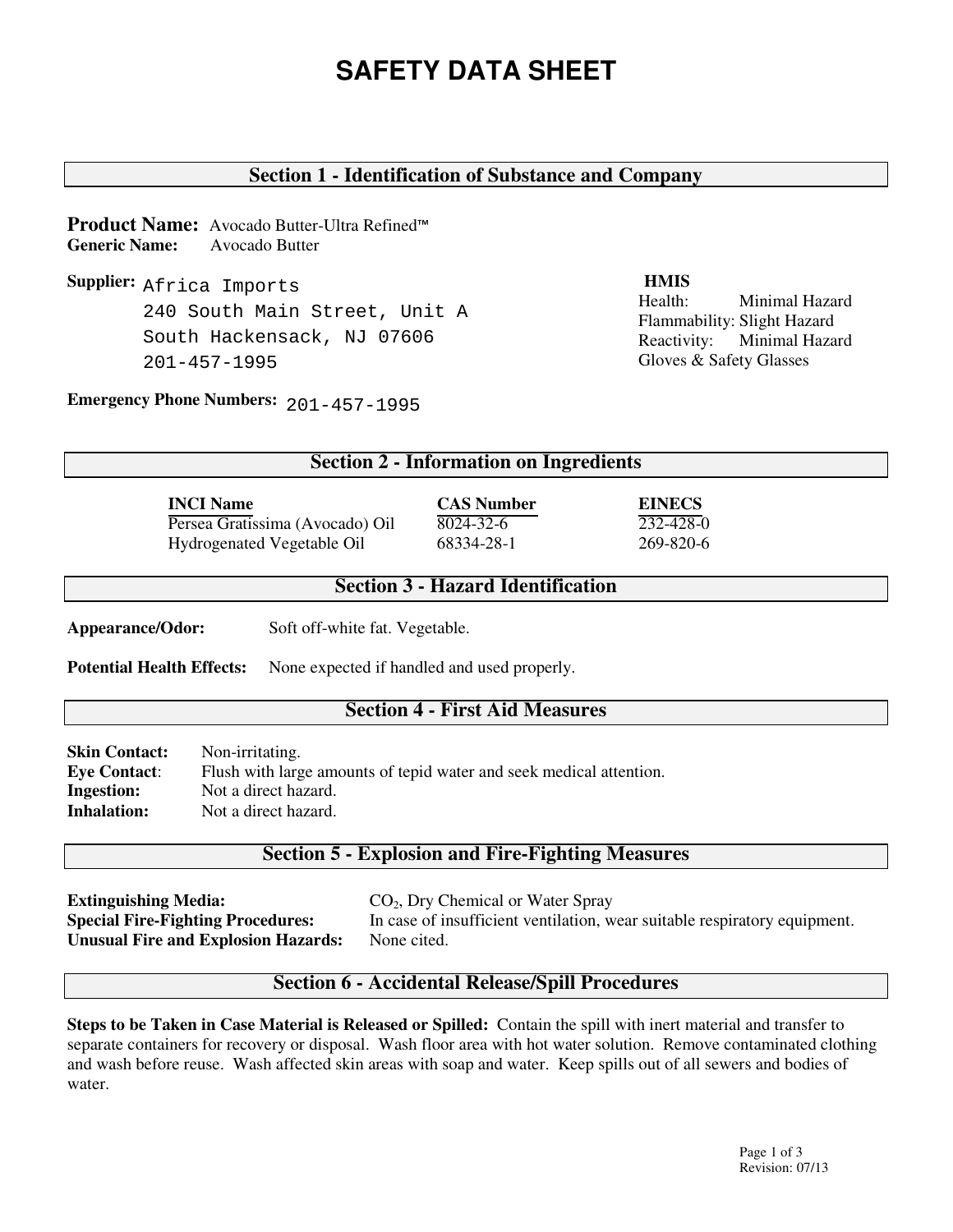# SAFETY DATA SHEET

## Section 1 - Identification of Substance and Company

**Product Name:** Avocado Butter-Ultra Refined™
**Generic Name:** Avocado Butter

**Supplier:** Africa Imports
240 South Main Street, Unit A
South Hackensack, NJ 07606
201-457-1995

**HMIS**
Health: Minimal Hazard
Flammability: Slight Hazard
Reactivity: Minimal Hazard
Gloves & Safety Glasses

**Emergency Phone Numbers:** 201-457-1995

## Section 2 - Information on Ingredients

| INCI Name | CAS Number | EINECS |
|---|---|---|
| Persea Gratissima (Avocado) Oil | 8024-32-6 | 232-428-0 |
| Hydrogenated Vegetable Oil | 68334-28-1 | 269-820-6 |

## Section 3 - Hazard Identification

**Appearance/Odor:** Soft off-white fat. Vegetable.

**Potential Health Effects:** None expected if handled and used properly.

## Section 4 - First Aid Measures

**Skin Contact:** Non-irritating.
**Eye Contact**: Flush with large amounts of tepid water and seek medical attention.
**Ingestion:** Not a direct hazard.
**Inhalation:** Not a direct hazard.

## Section 5 - Explosion and Fire-Fighting Measures

**Extinguishing Media:** $CO_2$, Dry Chemical or Water Spray
**Special Fire-Fighting Procedures:** In case of insufficient ventilation, wear suitable respiratory equipment.
**Unusual Fire and Explosion Hazards:** None cited.

## Section 6 - Accidental Release/Spill Procedures

**Steps to be Taken in Case Material is Released or Spilled:** Contain the spill with inert material and transfer to separate containers for recovery or disposal. Wash floor area with hot water solution. Remove contaminated clothing and wash before reuse. Wash affected skin areas with soap and water. Keep spills out of all sewers and bodies of water.

Revision: 07/13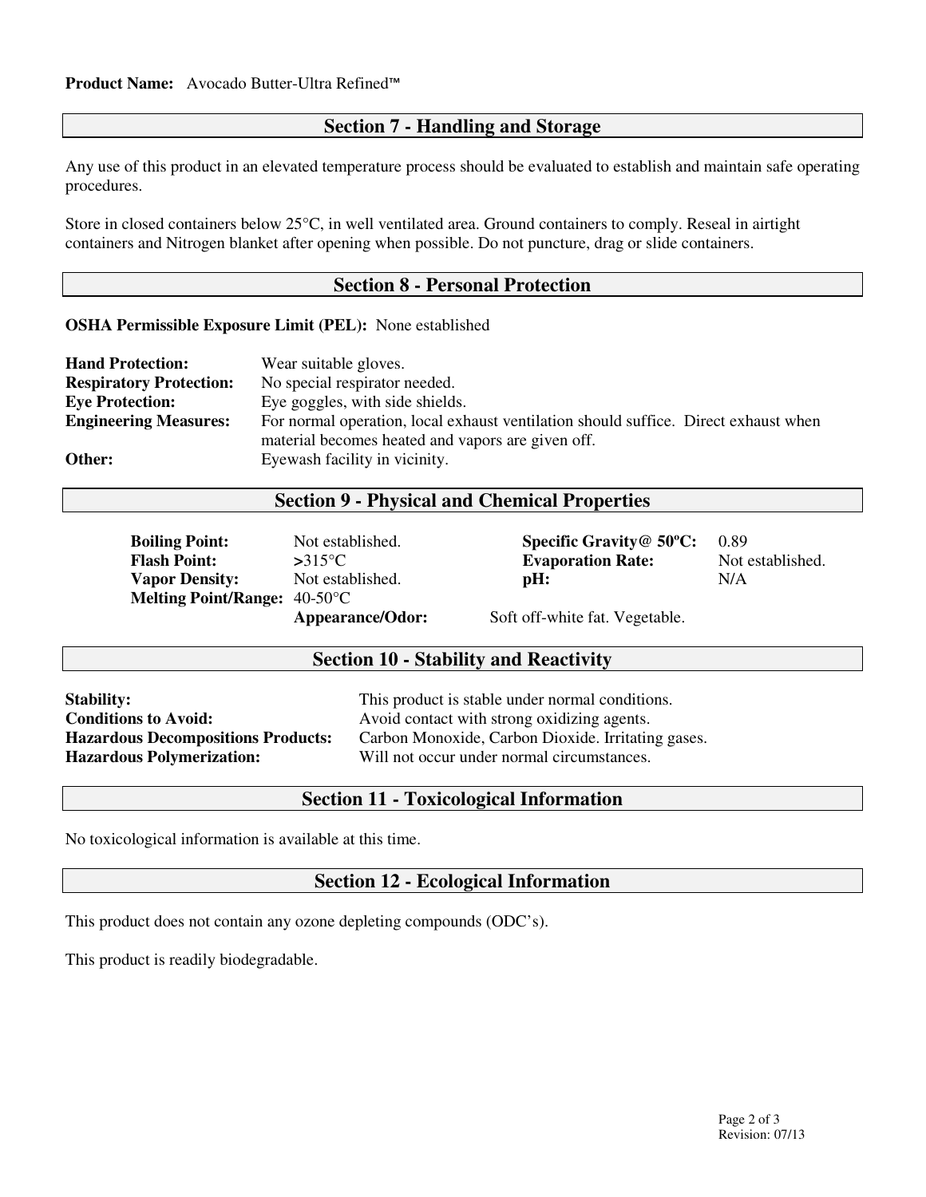**Product Name:** Avocado Butter-Ultra Refined™

## Section 7 - Handling and Storage

Any use of this product in an elevated temperature process should be evaluated to establish and maintain safe operating procedures.

Store in closed containers below 25°C, in well ventilated area. Ground containers to comply. Reseal in airtight containers and Nitrogen blanket after opening when possible. Do not puncture, drag or slide containers.

## Section 8 - Personal Protection

**OSHA Permissible Exposure Limit (PEL):** None established

| | |
|---|---|
| **Hand Protection:** | Wear suitable gloves. |
| **Respiratory Protection:** | No special respirator needed. |
| **Eye Protection:** | Eye goggles, with side shields. |
| **Engineering Measures:** | For normal operation, local exhaust ventilation should suffice. Direct exhaust when material becomes heated and vapors are given off. |
| **Other:** | Eyewash facility in vicinity. |

## Section 9 - Physical and Chemical Properties

| | | | |
|---|---|---|---|
| **Boiling Point:** | Not established. | **Specific Gravity@ 50ºC:** | 0.89 |
| **Flash Point:** | >315°C | **Evaporation Rate:** | Not established. |
| **Vapor Density:** | Not established. | **pH:** | N/A |
| **Melting Point/Range:** | 40-50°C | | |
| **Appearance/Odor:** | Soft off-white fat. Vegetable. | | |

## Section 10 - Stability and Reactivity

| | |
|---|---|
| **Stability:** | This product is stable under normal conditions. |
| **Conditions to Avoid:** | Avoid contact with strong oxidizing agents. |
| **Hazardous Decompositions Products:** | Carbon Monoxide, Carbon Dioxide. Irritating gases. |
| **Hazardous Polymerization:** | Will not occur under normal circumstances. |

## Section 11 - Toxicological Information

No toxicological information is available at this time.

## Section 12 - Ecological Information

This product does not contain any ozone depleting compounds (ODC's).

This product is readily biodegradable.

Revision: 07/13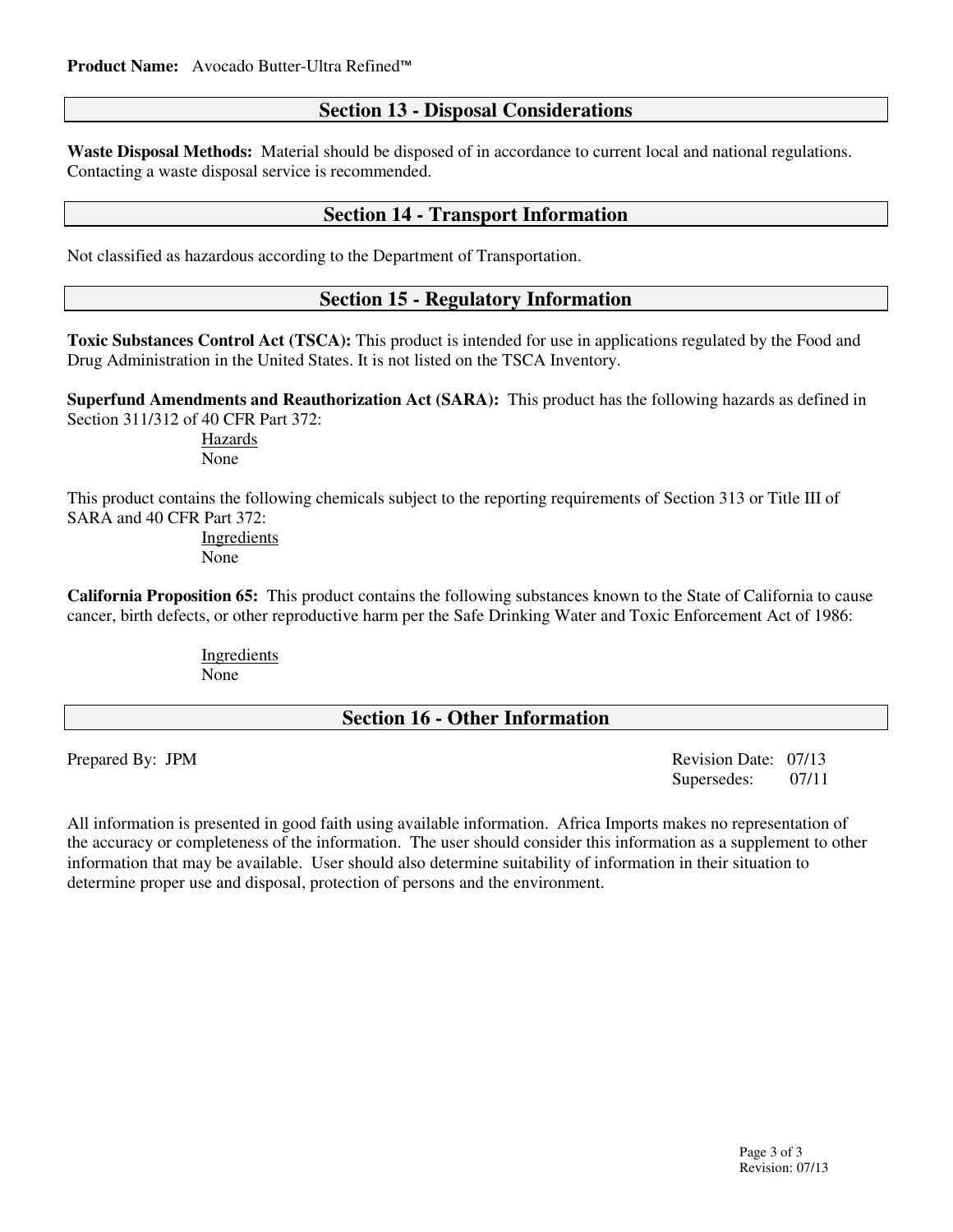**Product Name:** Avocado Butter-Ultra Refined™

## Section 13 - Disposal Considerations

**Waste Disposal Methods:** Material should be disposed of in accordance to current local and national regulations. Contacting a waste disposal service is recommended.

## Section 14 - Transport Information

Not classified as hazardous according to the Department of Transportation.

## Section 15 - Regulatory Information

**Toxic Substances Control Act (TSCA):** This product is intended for use in applications regulated by the Food and Drug Administration in the United States. It is not listed on the TSCA Inventory.

**Superfund Amendments and Reauthorization Act (SARA):** This product has the following hazards as defined in Section 311/312 of 40 CFR Part 372:

Hazards
None

This product contains the following chemicals subject to the reporting requirements of Section 313 or Title III of SARA and 40 CFR Part 372:

Ingredients
None

**California Proposition 65:** This product contains the following substances known to the State of California to cause cancer, birth defects, or other reproductive harm per the Safe Drinking Water and Toxic Enforcement Act of 1986:

Ingredients
None

## Section 16 - Other Information

Prepared By: JPM

Revision Date: 07/13
Supersedes: 07/11

All information is presented in good faith using available information. Africa Imports makes no representation of the accuracy or completeness of the information. The user should consider this information as a supplement to other information that may be available. User should also determine suitability of information in their situation to determine proper use and disposal, protection of persons and the environment.